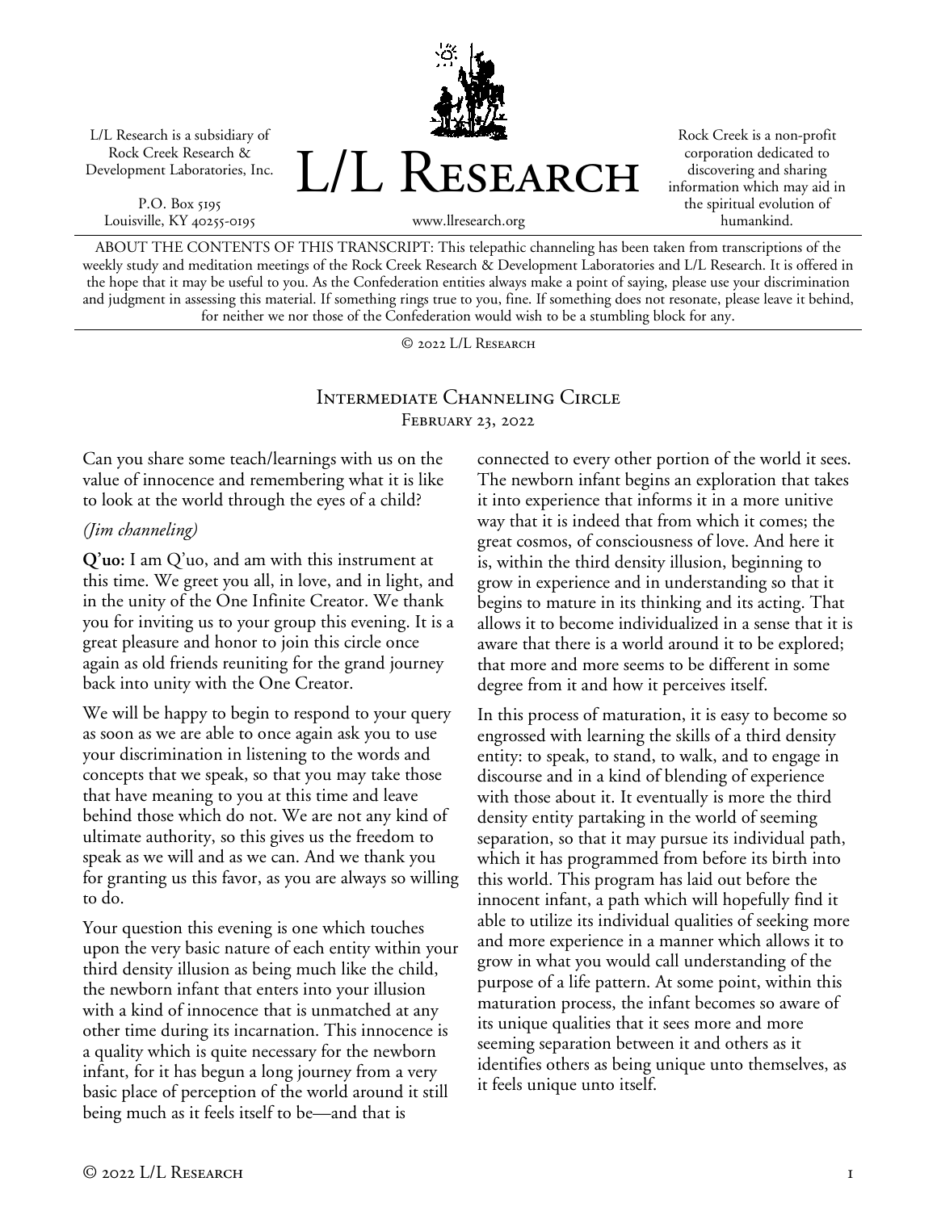L/L Research is a subsidiary of Rock Creek Research & Development Laboratories, Inc.

P.O. Box 5195
Louisville, KY 40255-0195

# L/L Research

www.llresearch.org

Rock Creek is a non-profit corporation dedicated to discovering and sharing information which may aid in the spiritual evolution of humankind.

ABOUT THE CONTENTS OF THIS TRANSCRIPT: This telepathic channeling has been taken from transcriptions of the weekly study and meditation meetings of the Rock Creek Research & Development Laboratories and L/L Research. It is offered in the hope that it may be useful to you. As the Confederation entities always make a point of saying, please use your discrimination and judgment in assessing this material. If something rings true to you, fine. If something does not resonate, please leave it behind, for neither we nor those of the Confederation would wish to be a stumbling block for any.

© 2022 L/L Research

## Intermediate Channeling Circle
February 23, 2022

Can you share some teach/learnings with us on the value of innocence and remembering what it is like to look at the world through the eyes of a child?

*(Jim channeling)*

**Q'uo:** I am Q'uo, and am with this instrument at this time. We greet you all, in love, and in light, and in the unity of the One Infinite Creator. We thank you for inviting us to your group this evening. It is a great pleasure and honor to join this circle once again as old friends reuniting for the grand journey back into unity with the One Creator.

We will be happy to begin to respond to your query as soon as we are able to once again ask you to use your discrimination in listening to the words and concepts that we speak, so that you may take those that have meaning to you at this time and leave behind those which do not. We are not any kind of ultimate authority, so this gives us the freedom to speak as we will and as we can. And we thank you for granting us this favor, as you are always so willing to do.

Your question this evening is one which touches upon the very basic nature of each entity within your third density illusion as being much like the child, the newborn infant that enters into your illusion with a kind of innocence that is unmatched at any other time during its incarnation. This innocence is a quality which is quite necessary for the newborn infant, for it has begun a long journey from a very basic place of perception of the world around it still being much as it feels itself to be—and that is connected to every other portion of the world it sees. The newborn infant begins an exploration that takes it into experience that informs it in a more unitive way that it is indeed that from which it comes; the great cosmos, of consciousness of love. And here it is, within the third density illusion, beginning to grow in experience and in understanding so that it begins to mature in its thinking and its acting. That allows it to become individualized in a sense that it is aware that there is a world around it to be explored; that more and more seems to be different in some degree from it and how it perceives itself.

In this process of maturation, it is easy to become so engrossed with learning the skills of a third density entity: to speak, to stand, to walk, and to engage in discourse and in a kind of blending of experience with those about it. It eventually is more the third density entity partaking in the world of seeming separation, so that it may pursue its individual path, which it has programmed from before its birth into this world. This program has laid out before the innocent infant, a path which will hopefully find it able to utilize its individual qualities of seeking more and more experience in a manner which allows it to grow in what you would call understanding of the purpose of a life pattern. At some point, within this maturation process, the infant becomes so aware of its unique qualities that it sees more and more seeming separation between it and others as it identifies others as being unique unto themselves, as it feels unique unto itself.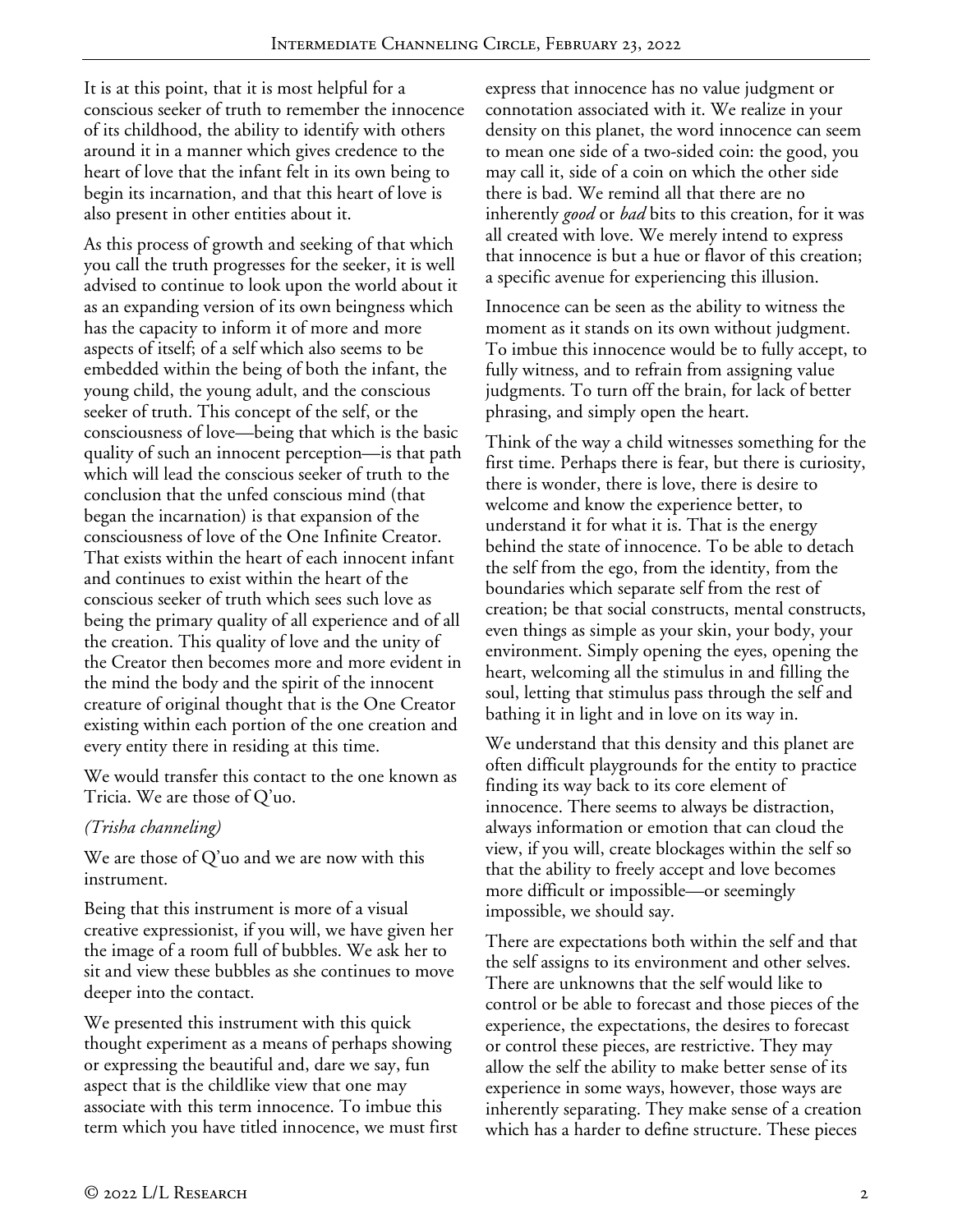It is at this point, that it is most helpful for a conscious seeker of truth to remember the innocence of its childhood, the ability to identify with others around it in a manner which gives credence to the heart of love that the infant felt in its own being to begin its incarnation, and that this heart of love is also present in other entities about it.

As this process of growth and seeking of that which you call the truth progresses for the seeker, it is well advised to continue to look upon the world about it as an expanding version of its own beingness which has the capacity to inform it of more and more aspects of itself; of a self which also seems to be embedded within the being of both the infant, the young child, the young adult, and the conscious seeker of truth. This concept of the self, or the consciousness of love—being that which is the basic quality of such an innocent perception—is that path which will lead the conscious seeker of truth to the conclusion that the unfed conscious mind (that began the incarnation) is that expansion of the consciousness of love of the One Infinite Creator. That exists within the heart of each innocent infant and continues to exist within the heart of the conscious seeker of truth which sees such love as being the primary quality of all experience and of all the creation. This quality of love and the unity of the Creator then becomes more and more evident in the mind the body and the spirit of the innocent creature of original thought that is the One Creator existing within each portion of the one creation and every entity there in residing at this time.

We would transfer this contact to the one known as Tricia. We are those of Q'uo.

*(Trisha channeling)*

We are those of Q'uo and we are now with this instrument.

Being that this instrument is more of a visual creative expressionist, if you will, we have given her the image of a room full of bubbles. We ask her to sit and view these bubbles as she continues to move deeper into the contact.

We presented this instrument with this quick thought experiment as a means of perhaps showing or expressing the beautiful and, dare we say, fun aspect that is the childlike view that one may associate with this term innocence. To imbue this term which you have titled innocence, we must first express that innocence has no value judgment or connotation associated with it. We realize in your density on this planet, the word innocence can seem to mean one side of a two-sided coin: the good, you may call it, side of a coin on which the other side there is bad. We remind all that there are no inherently *good* or *bad* bits to this creation, for it was all created with love. We merely intend to express that innocence is but a hue or flavor of this creation; a specific avenue for experiencing this illusion.

Innocence can be seen as the ability to witness the moment as it stands on its own without judgment. To imbue this innocence would be to fully accept, to fully witness, and to refrain from assigning value judgments. To turn off the brain, for lack of better phrasing, and simply open the heart.

Think of the way a child witnesses something for the first time. Perhaps there is fear, but there is curiosity, there is wonder, there is love, there is desire to welcome and know the experience better, to understand it for what it is. That is the energy behind the state of innocence. To be able to detach the self from the ego, from the identity, from the boundaries which separate self from the rest of creation; be that social constructs, mental constructs, even things as simple as your skin, your body, your environment. Simply opening the eyes, opening the heart, welcoming all the stimulus in and filling the soul, letting that stimulus pass through the self and bathing it in light and in love on its way in.

We understand that this density and this planet are often difficult playgrounds for the entity to practice finding its way back to its core element of innocence. There seems to always be distraction, always information or emotion that can cloud the view, if you will, create blockages within the self so that the ability to freely accept and love becomes more difficult or impossible—or seemingly impossible, we should say.

There are expectations both within the self and that the self assigns to its environment and other selves. There are unknowns that the self would like to control or be able to forecast and those pieces of the experience, the expectations, the desires to forecast or control these pieces, are restrictive. They may allow the self the ability to make better sense of its experience in some ways, however, those ways are inherently separating. They make sense of a creation which has a harder to define structure. These pieces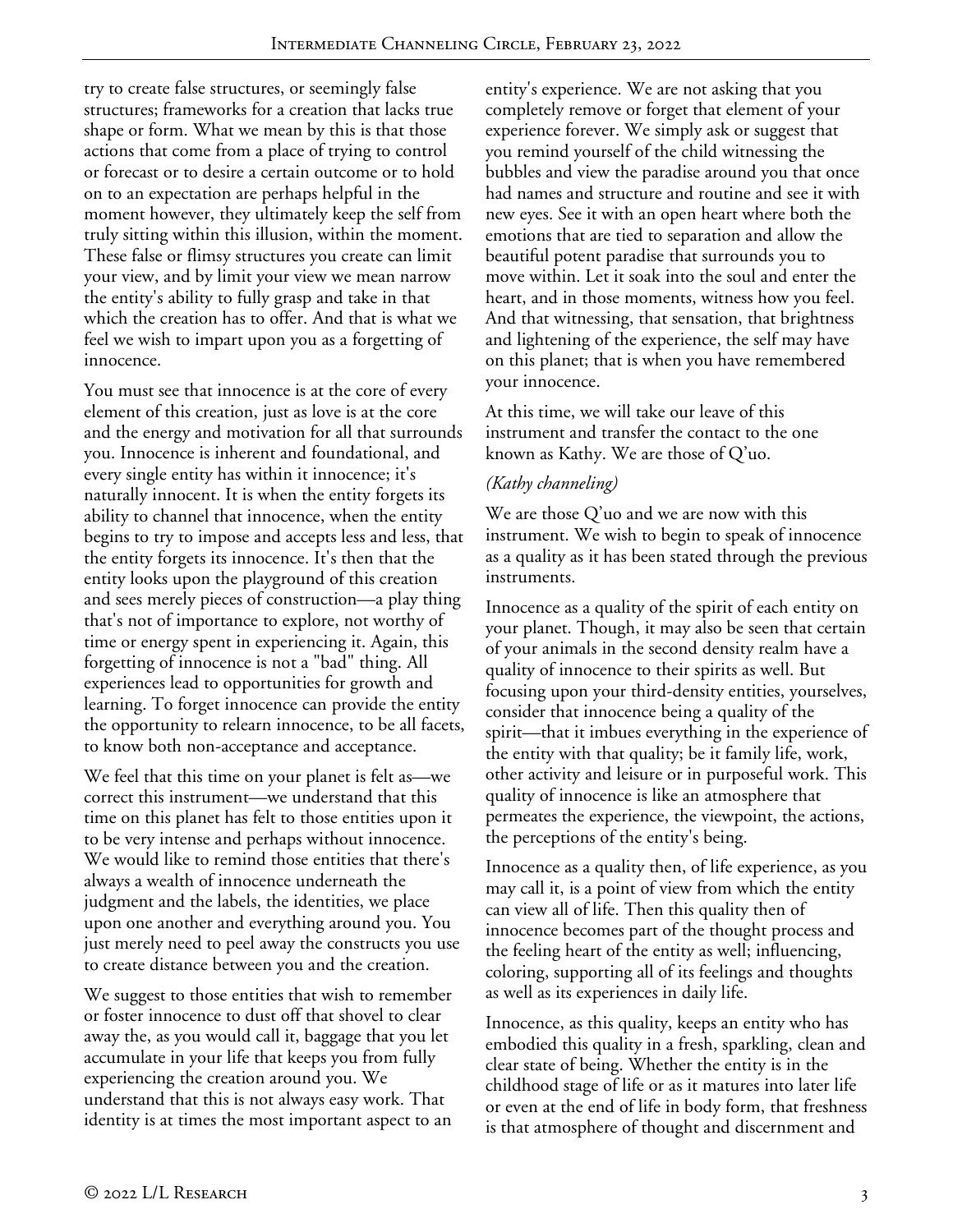try to create false structures, or seemingly false structures; frameworks for a creation that lacks true shape or form. What we mean by this is that those actions that come from a place of trying to control or forecast or to desire a certain outcome or to hold on to an expectation are perhaps helpful in the moment however, they ultimately keep the self from truly sitting within this illusion, within the moment. These false or flimsy structures you create can limit your view, and by limit your view we mean narrow the entity's ability to fully grasp and take in that which the creation has to offer. And that is what we feel we wish to impart upon you as a forgetting of innocence.

You must see that innocence is at the core of every element of this creation, just as love is at the core and the energy and motivation for all that surrounds you. Innocence is inherent and foundational, and every single entity has within it innocence; it's naturally innocent. It is when the entity forgets its ability to channel that innocence, when the entity begins to try to impose and accepts less and less, that the entity forgets its innocence. It's then that the entity looks upon the playground of this creation and sees merely pieces of construction—a play thing that's not of importance to explore, not worthy of time or energy spent in experiencing it. Again, this forgetting of innocence is not a "bad" thing. All experiences lead to opportunities for growth and learning. To forget innocence can provide the entity the opportunity to relearn innocence, to be all facets, to know both non-acceptance and acceptance.

We feel that this time on your planet is felt as—we correct this instrument—we understand that this time on this planet has felt to those entities upon it to be very intense and perhaps without innocence. We would like to remind those entities that there's always a wealth of innocence underneath the judgment and the labels, the identities, we place upon one another and everything around you. You just merely need to peel away the constructs you use to create distance between you and the creation.

We suggest to those entities that wish to remember or foster innocence to dust off that shovel to clear away the, as you would call it, baggage that you let accumulate in your life that keeps you from fully experiencing the creation around you. We understand that this is not always easy work. That identity is at times the most important aspect to an entity's experience. We are not asking that you completely remove or forget that element of your experience forever. We simply ask or suggest that you remind yourself of the child witnessing the bubbles and view the paradise around you that once had names and structure and routine and see it with new eyes. See it with an open heart where both the emotions that are tied to separation and allow the beautiful potent paradise that surrounds you to move within. Let it soak into the soul and enter the heart, and in those moments, witness how you feel. And that witnessing, that sensation, that brightness and lightening of the experience, the self may have on this planet; that is when you have remembered your innocence.

At this time, we will take our leave of this instrument and transfer the contact to the one known as Kathy. We are those of Q'uo.

*(Kathy channeling)*

We are those Q'uo and we are now with this instrument. We wish to begin to speak of innocence as a quality as it has been stated through the previous instruments.

Innocence as a quality of the spirit of each entity on your planet. Though, it may also be seen that certain of your animals in the second density realm have a quality of innocence to their spirits as well. But focusing upon your third-density entities, yourselves, consider that innocence being a quality of the spirit—that it imbues everything in the experience of the entity with that quality; be it family life, work, other activity and leisure or in purposeful work. This quality of innocence is like an atmosphere that permeates the experience, the viewpoint, the actions, the perceptions of the entity's being.

Innocence as a quality then, of life experience, as you may call it, is a point of view from which the entity can view all of life. Then this quality then of innocence becomes part of the thought process and the feeling heart of the entity as well; influencing, coloring, supporting all of its feelings and thoughts as well as its experiences in daily life.

Innocence, as this quality, keeps an entity who has embodied this quality in a fresh, sparkling, clean and clear state of being. Whether the entity is in the childhood stage of life or as it matures into later life or even at the end of life in body form, that freshness is that atmosphere of thought and discernment and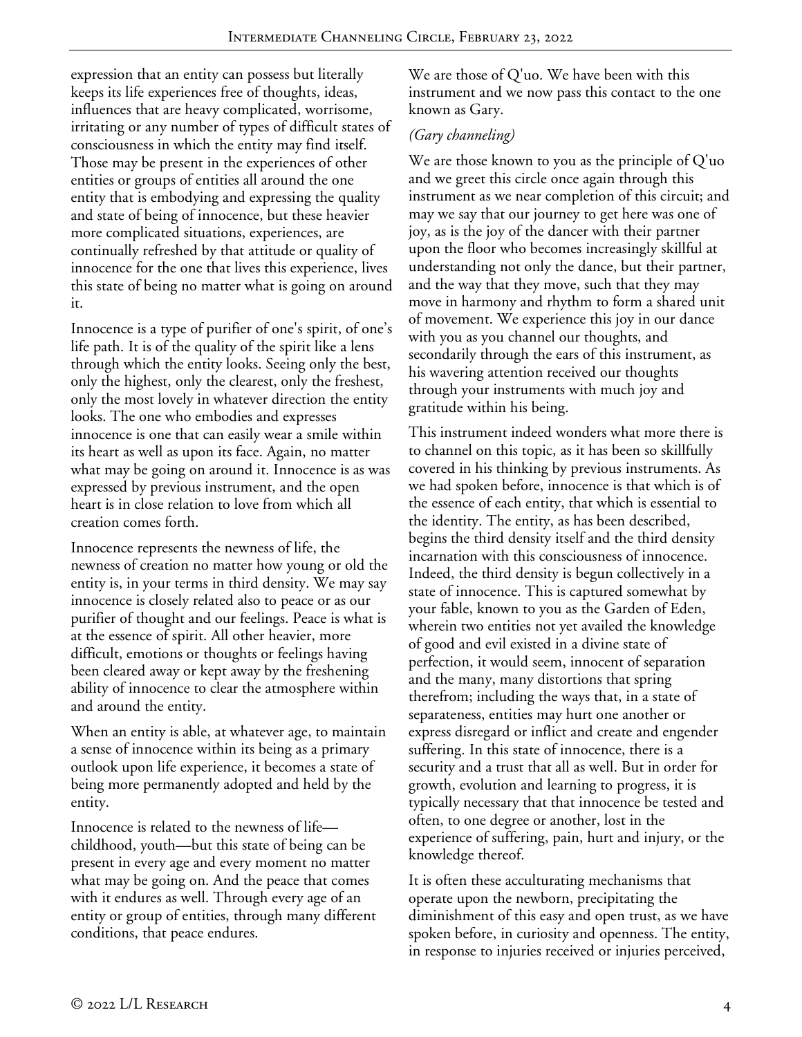expression that an entity can possess but literally keeps its life experiences free of thoughts, ideas, influences that are heavy complicated, worrisome, irritating or any number of types of difficult states of consciousness in which the entity may find itself. Those may be present in the experiences of other entities or groups of entities all around the one entity that is embodying and expressing the quality and state of being of innocence, but these heavier more complicated situations, experiences, are continually refreshed by that attitude or quality of innocence for the one that lives this experience, lives this state of being no matter what is going on around it.

Innocence is a type of purifier of one's spirit, of one's life path. It is of the quality of the spirit like a lens through which the entity looks. Seeing only the best, only the highest, only the clearest, only the freshest, only the most lovely in whatever direction the entity looks. The one who embodies and expresses innocence is one that can easily wear a smile within its heart as well as upon its face. Again, no matter what may be going on around it. Innocence is as was expressed by previous instrument, and the open heart is in close relation to love from which all creation comes forth.

Innocence represents the newness of life, the newness of creation no matter how young or old the entity is, in your terms in third density. We may say innocence is closely related also to peace or as our purifier of thought and our feelings. Peace is what is at the essence of spirit. All other heavier, more difficult, emotions or thoughts or feelings having been cleared away or kept away by the freshening ability of innocence to clear the atmosphere within and around the entity.

When an entity is able, at whatever age, to maintain a sense of innocence within its being as a primary outlook upon life experience, it becomes a state of being more permanently adopted and held by the entity.

Innocence is related to the newness of life—childhood, youth—but this state of being can be present in every age and every moment no matter what may be going on. And the peace that comes with it endures as well. Through every age of an entity or group of entities, through many different conditions, that peace endures.

We are those of Q'uo. We have been with this instrument and we now pass this contact to the one known as Gary.

*(Gary channeling)*

We are those known to you as the principle of Q'uo and we greet this circle once again through this instrument as we near completion of this circuit; and may we say that our journey to get here was one of joy, as is the joy of the dancer with their partner upon the floor who becomes increasingly skillful at understanding not only the dance, but their partner, and the way that they move, such that they may move in harmony and rhythm to form a shared unit of movement. We experience this joy in our dance with you as you channel our thoughts, and secondarily through the ears of this instrument, as his wavering attention received our thoughts through your instruments with much joy and gratitude within his being.

This instrument indeed wonders what more there is to channel on this topic, as it has been so skillfully covered in his thinking by previous instruments. As we had spoken before, innocence is that which is of the essence of each entity, that which is essential to the identity. The entity, as has been described, begins the third density itself and the third density incarnation with this consciousness of innocence. Indeed, the third density is begun collectively in a state of innocence. This is captured somewhat by your fable, known to you as the Garden of Eden, wherein two entities not yet availed the knowledge of good and evil existed in a divine state of perfection, it would seem, innocent of separation and the many, many distortions that spring therefrom; including the ways that, in a state of separateness, entities may hurt one another or express disregard or inflict and create and engender suffering. In this state of innocence, there is a security and a trust that all as well. But in order for growth, evolution and learning to progress, it is typically necessary that that innocence be tested and often, to one degree or another, lost in the experience of suffering, pain, hurt and injury, or the knowledge thereof.

It is often these acculturating mechanisms that operate upon the newborn, precipitating the diminishment of this easy and open trust, as we have spoken before, in curiosity and openness. The entity, in response to injuries received or injuries perceived,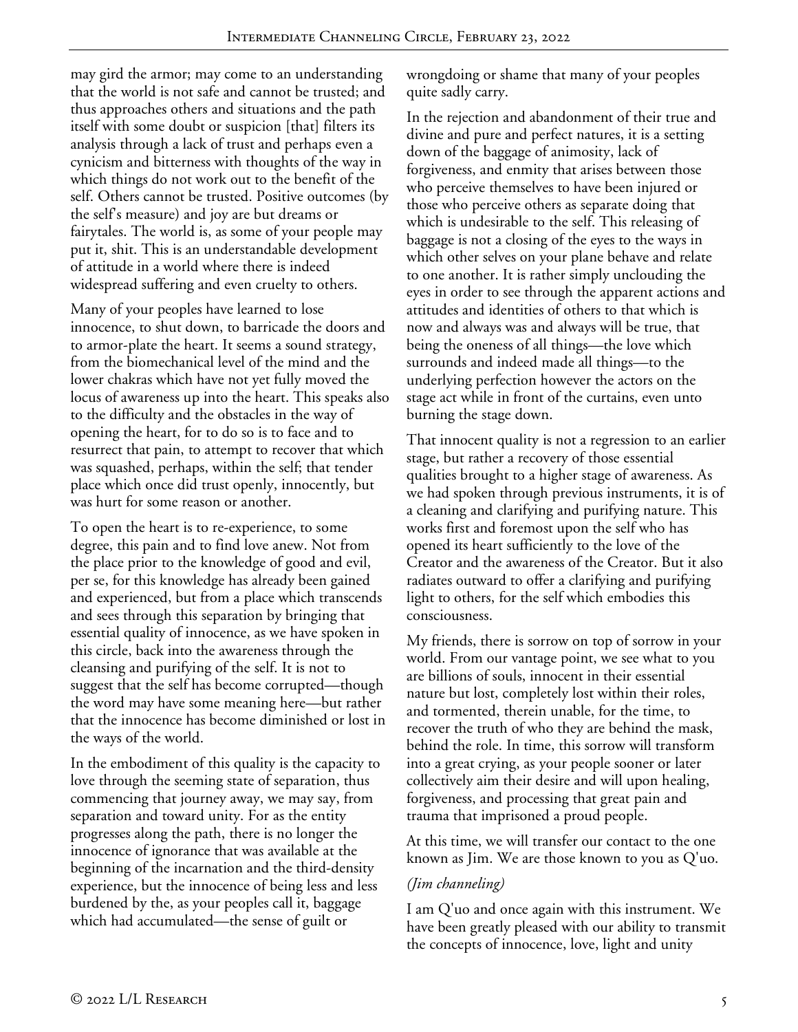may gird the armor; may come to an understanding that the world is not safe and cannot be trusted; and thus approaches others and situations and the path itself with some doubt or suspicion [that] filters its analysis through a lack of trust and perhaps even a cynicism and bitterness with thoughts of the way in which things do not work out to the benefit of the self. Others cannot be trusted. Positive outcomes (by the self's measure) and joy are but dreams or fairytales. The world is, as some of your people may put it, shit. This is an understandable development of attitude in a world where there is indeed widespread suffering and even cruelty to others.

Many of your peoples have learned to lose innocence, to shut down, to barricade the doors and to armor-plate the heart. It seems a sound strategy, from the biomechanical level of the mind and the lower chakras which have not yet fully moved the locus of awareness up into the heart. This speaks also to the difficulty and the obstacles in the way of opening the heart, for to do so is to face and to resurrect that pain, to attempt to recover that which was squashed, perhaps, within the self; that tender place which once did trust openly, innocently, but was hurt for some reason or another.

To open the heart is to re-experience, to some degree, this pain and to find love anew. Not from the place prior to the knowledge of good and evil, per se, for this knowledge has already been gained and experienced, but from a place which transcends and sees through this separation by bringing that essential quality of innocence, as we have spoken in this circle, back into the awareness through the cleansing and purifying of the self. It is not to suggest that the self has become corrupted—though the word may have some meaning here—but rather that the innocence has become diminished or lost in the ways of the world.

In the embodiment of this quality is the capacity to love through the seeming state of separation, thus commencing that journey away, we may say, from separation and toward unity. For as the entity progresses along the path, there is no longer the innocence of ignorance that was available at the beginning of the incarnation and the third-density experience, but the innocence of being less and less burdened by the, as your peoples call it, baggage which had accumulated—the sense of guilt or wrongdoing or shame that many of your peoples quite sadly carry.

In the rejection and abandonment of their true and divine and pure and perfect natures, it is a setting down of the baggage of animosity, lack of forgiveness, and enmity that arises between those who perceive themselves to have been injured or those who perceive others as separate doing that which is undesirable to the self. This releasing of baggage is not a closing of the eyes to the ways in which other selves on your plane behave and relate to one another. It is rather simply unclouding the eyes in order to see through the apparent actions and attitudes and identities of others to that which is now and always was and always will be true, that being the oneness of all things—the love which surrounds and indeed made all things—to the underlying perfection however the actors on the stage act while in front of the curtains, even unto burning the stage down.

That innocent quality is not a regression to an earlier stage, but rather a recovery of those essential qualities brought to a higher stage of awareness. As we had spoken through previous instruments, it is of a cleaning and clarifying and purifying nature. This works first and foremost upon the self who has opened its heart sufficiently to the love of the Creator and the awareness of the Creator. But it also radiates outward to offer a clarifying and purifying light to others, for the self which embodies this consciousness.

My friends, there is sorrow on top of sorrow in your world. From our vantage point, we see what to you are billions of souls, innocent in their essential nature but lost, completely lost within their roles, and tormented, therein unable, for the time, to recover the truth of who they are behind the mask, behind the role. In time, this sorrow will transform into a great crying, as your people sooner or later collectively aim their desire and will upon healing, forgiveness, and processing that great pain and trauma that imprisoned a proud people.

At this time, we will transfer our contact to the one known as Jim. We are those known to you as Q'uo.

*(Jim channeling)*

I am Q'uo and once again with this instrument. We have been greatly pleased with our ability to transmit the concepts of innocence, love, light and unity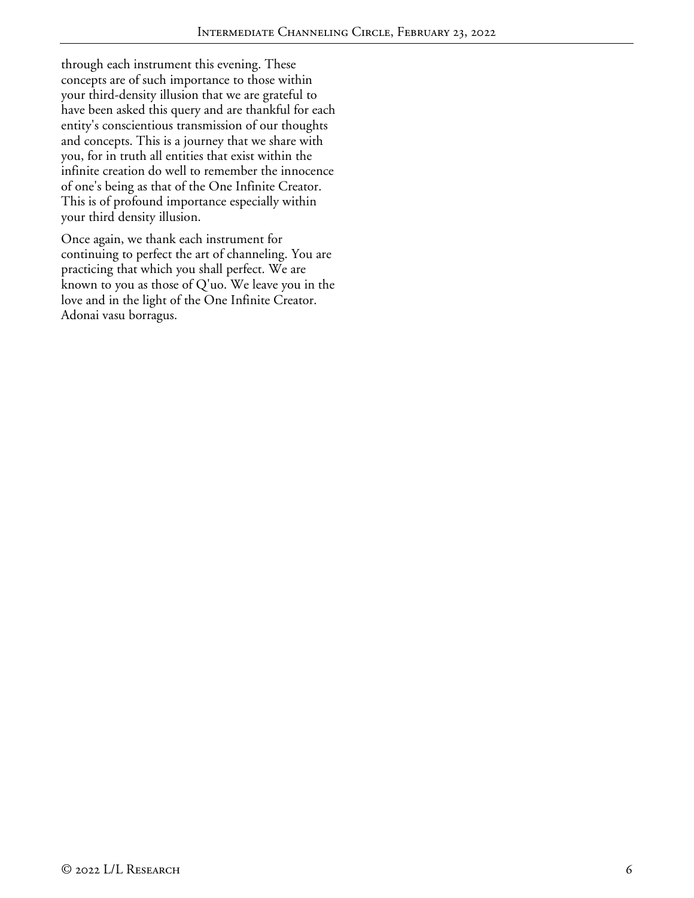through each instrument this evening. These concepts are of such importance to those within your third-density illusion that we are grateful to have been asked this query and are thankful for each entity's conscientious transmission of our thoughts and concepts. This is a journey that we share with you, for in truth all entities that exist within the infinite creation do well to remember the innocence of one's being as that of the One Infinite Creator. This is of profound importance especially within your third density illusion.

Once again, we thank each instrument for continuing to perfect the art of channeling. You are practicing that which you shall perfect. We are known to you as those of Q'uo. We leave you in the love and in the light of the One Infinite Creator. Adonai vasu borragus.